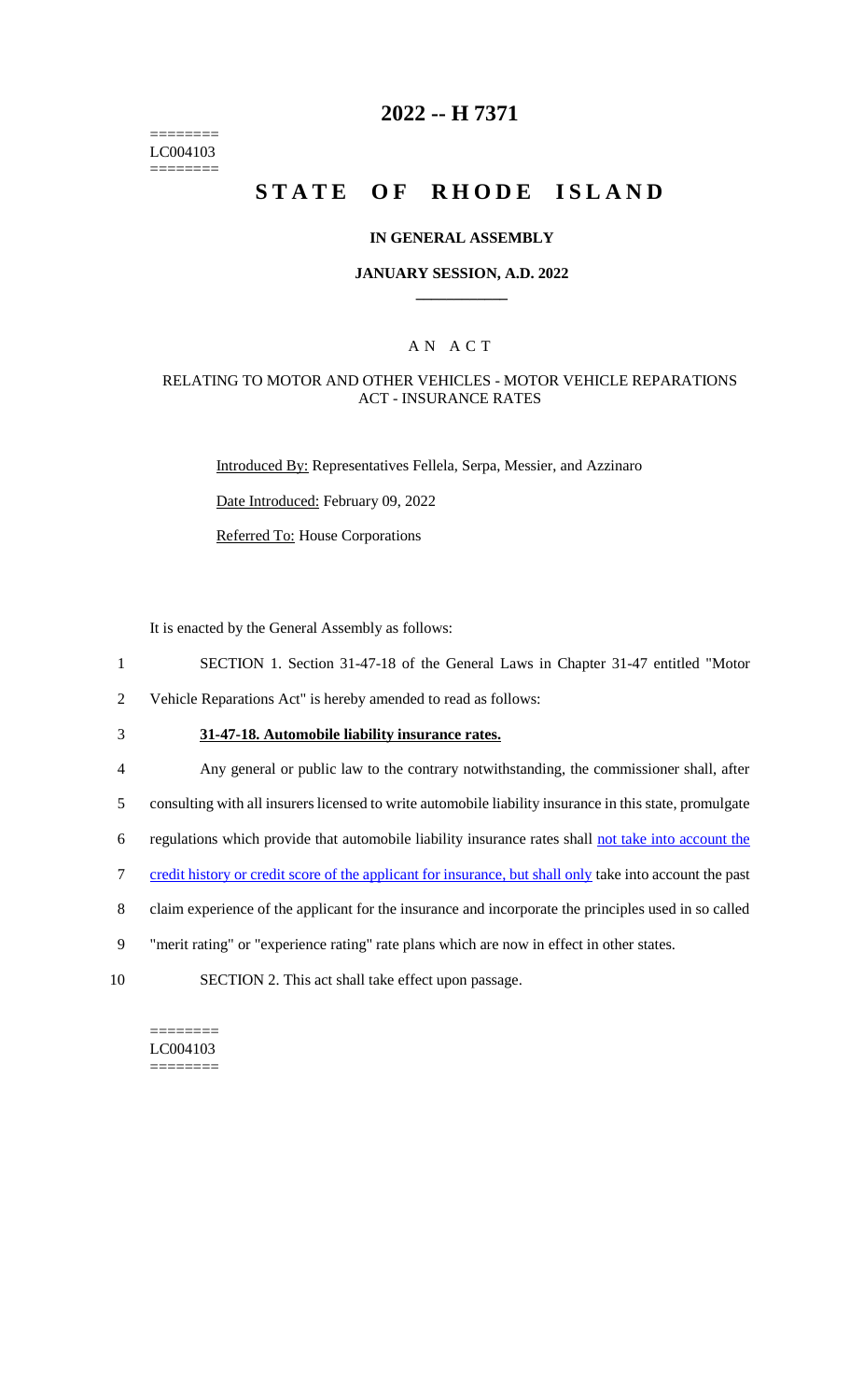========
LC004103
========

# 2022 -- H 7371

# STATE OF RHODE ISLAND

### IN GENERAL ASSEMBLY

### JANUARY SESSION, A.D. 2022

## A N A C T

### RELATING TO MOTOR AND OTHER VEHICLES - MOTOR VEHICLE REPARATIONS ACT - INSURANCE RATES

Introduced By: Representatives Fellela, Serpa, Messier, and Azzinaro

Date Introduced: February 09, 2022

Referred To: House Corporations

It is enacted by the General Assembly as follows:

1 SECTION 1. Section 31-47-18 of the General Laws in Chapter 31-47 entitled "Motor
2 Vehicle Reparations Act" is hereby amended to read as follows:

3 **31-47-18. Automobile liability insurance rates.**

4 Any general or public law to the contrary notwithstanding, the commissioner shall, after
5 consulting with all insurers licensed to write automobile liability insurance in this state, promulgate
6 regulations which provide that automobile liability insurance rates shall not take into account the
7 credit history or credit score of the applicant for insurance, but shall only take into account the past
8 claim experience of the applicant for the insurance and incorporate the principles used in so called
9 "merit rating" or "experience rating" rate plans which are now in effect in other states.

10 SECTION 2. This act shall take effect upon passage.

========
LC004103
========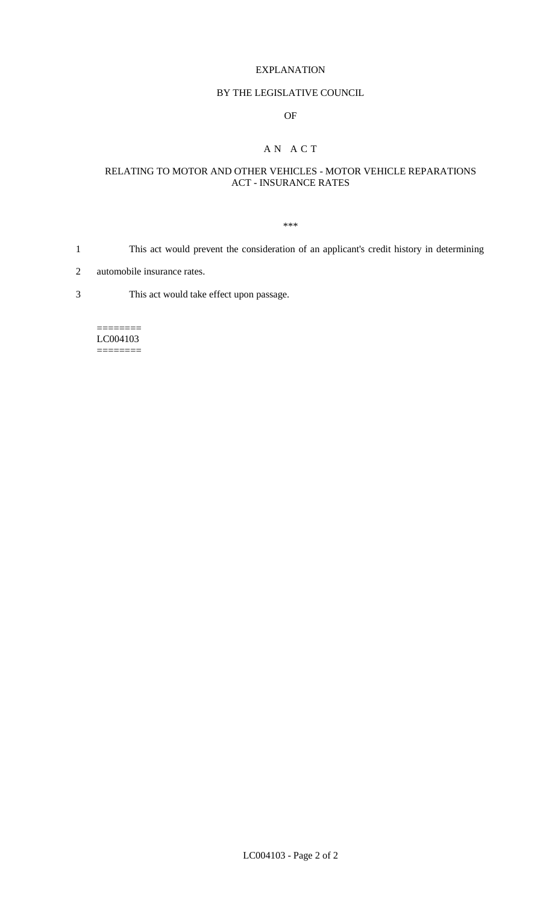EXPLANATION

BY THE LEGISLATIVE COUNCIL

OF

# A N A C T

RELATING TO MOTOR AND OTHER VEHICLES - MOTOR VEHICLE REPARATIONS ACT - INSURANCE RATES

\*\*\*

1 This act would prevent the consideration of an applicant's credit history in determining

2 automobile insurance rates.

3 This act would take effect upon passage.

========
LC004103
========